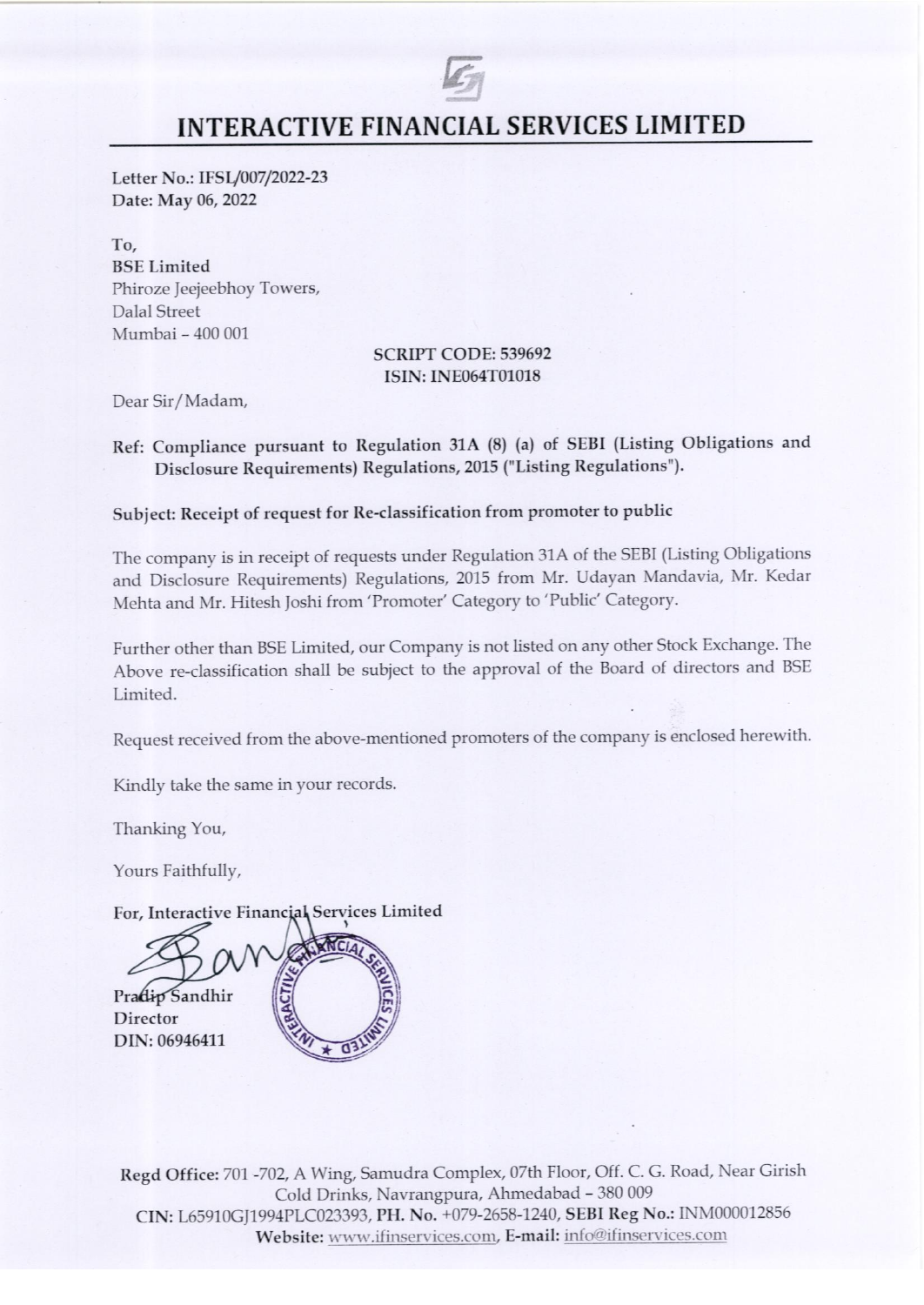# INTERACTIVE FINANCIAL SERVICES LIMITED

Letter No.: IFSL/007/2022-23
Date: May 06, 2022

To,
**BSE Limited**
Phiroze Jeejeebhoy Towers,
Dalal Street
Mumbai – 400 001

**SCRIPT CODE: 539692**
**ISIN: INE064T01018**

Dear Sir/Madam,

**Ref: Compliance pursuant to Regulation 31A (8) (a) of SEBI (Listing Obligations and Disclosure Requirements) Regulations, 2015 ("Listing Regulations").**

**Subject: Receipt of request for Re-classification from promoter to public**

The company is in receipt of requests under Regulation 31A of the SEBI (Listing Obligations and Disclosure Requirements) Regulations, 2015 from Mr. Udayan Mandavia, Mr. Kedar Mehta and Mr. Hitesh Joshi from 'Promoter' Category to 'Public' Category.

Further other than BSE Limited, our Company is not listed on any other Stock Exchange. The Above re-classification shall be subject to the approval of the Board of directors and BSE Limited.

Request received from the above-mentioned promoters of the company is enclosed herewith.

Kindly take the same in your records.

Thanking You,

Yours Faithfully,

**For, Interactive Financial Services Limited**

Pradip Sandhir
Director
DIN: 06946411

**Regd Office:** 701 -702, A Wing, Samudra Complex, 07th Floor, Off. C. G. Road, Near Girish Cold Drinks, Navrangpura, Ahmedabad – 380 009
**CIN:** L65910GJ1994PLC023393, **PH. No.** +079-2658-1240, **SEBI Reg No.:** INM000012856
**Website:** www.ifinservices.com, **E-mail:** info@ifinservices.com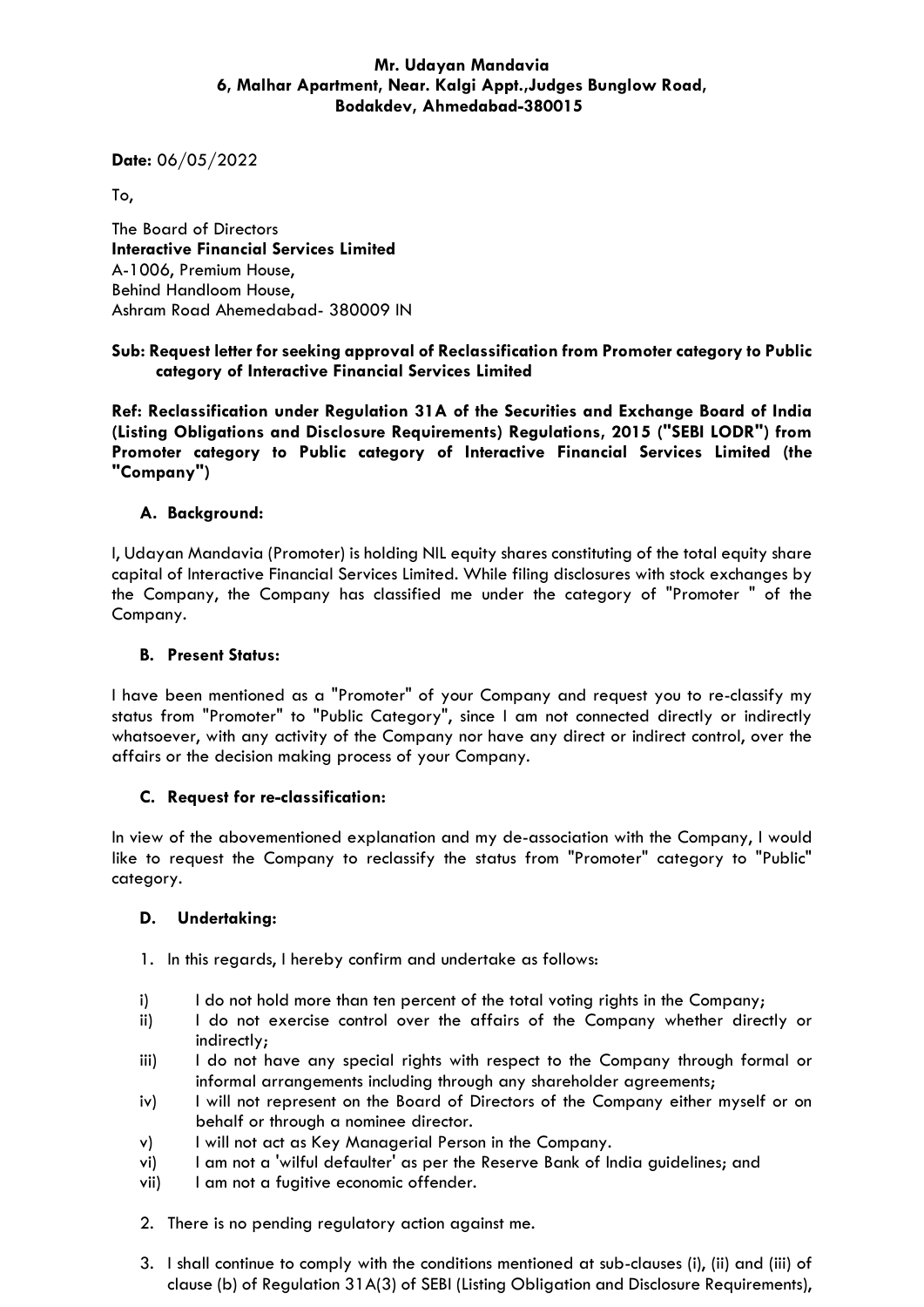**Mr. Udayan Mandavia**
**6, Malhar Apartment, Near. Kalgi Appt.,Judges Bunglow Road,**
**Bodakdev, Ahmedabad-380015**

**Date:** 06/05/2022

To,

The Board of Directors
**Interactive Financial Services Limited**
A-1006, Premium House,
Behind Handloom House,
Ashram Road Ahemedabad- 380009 IN

**Sub: Request letter for seeking approval of Reclassification from Promoter category to Public category of Interactive Financial Services Limited**

**Ref: Reclassification under Regulation 31A of the Securities and Exchange Board of India (Listing Obligations and Disclosure Requirements) Regulations, 2015 ("SEBI LODR") from Promoter category to Public category of Interactive Financial Services Limited (the "Company")**

**A. Background:**

I, Udayan Mandavia (Promoter) is holding NIL equity shares constituting of the total equity share capital of Interactive Financial Services Limited. While filing disclosures with stock exchanges by the Company, the Company has classified me under the category of "Promoter " of the Company.

**B. Present Status:**

I have been mentioned as a "Promoter" of your Company and request you to re-classify my status from "Promoter" to "Public Category", since I am not connected directly or indirectly whatsoever, with any activity of the Company nor have any direct or indirect control, over the affairs or the decision making process of your Company.

**C. Request for re-classification:**

In view of the abovementioned explanation and my de-association with the Company, I would like to request the Company to reclassify the status from "Promoter" category to "Public" category.

**D. Undertaking:**

1. In this regards, I hereby confirm and undertake as follows:

i) I do not hold more than ten percent of the total voting rights in the Company;
ii) I do not exercise control over the affairs of the Company whether directly or indirectly;
iii) I do not have any special rights with respect to the Company through formal or informal arrangements including through any shareholder agreements;
iv) I will not represent on the Board of Directors of the Company either myself or on behalf or through a nominee director.
v) I will not act as Key Managerial Person in the Company.
vi) I am not a 'wilful defaulter' as per the Reserve Bank of India guidelines; and
vii) I am not a fugitive economic offender.

2. There is no pending regulatory action against me.

3. I shall continue to comply with the conditions mentioned at sub-clauses (i), (ii) and (iii) of clause (b) of Regulation 31A(3) of SEBI (Listing Obligation and Disclosure Requirements),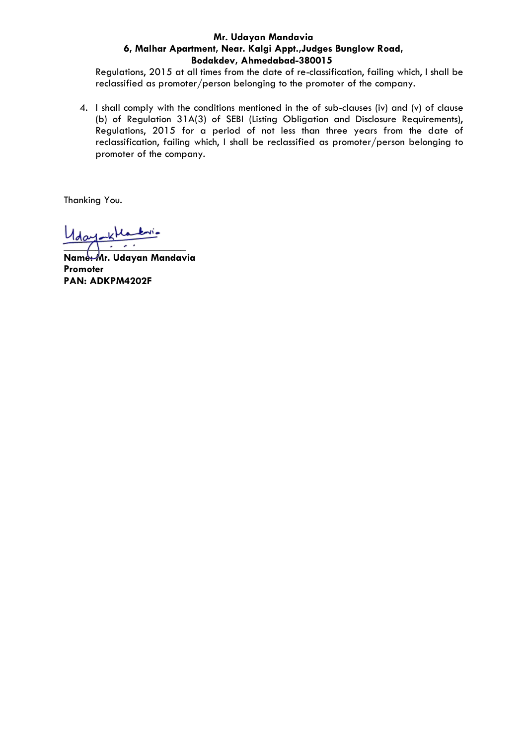**Mr. Udayan Mandavia**
**6, Malhar Apartment, Near. Kalgi Appt.,Judges Bunglow Road,**
**Bodakdev, Ahmedabad-380015**

Regulations, 2015 at all times from the date of re-classification, failing which, I shall be reclassified as promoter/person belonging to the promoter of the company.

4. I shall comply with the conditions mentioned in the of sub-clauses (iv) and (v) of clause (b) of Regulation 31A(3) of SEBI (Listing Obligation and Disclosure Requirements), Regulations, 2015 for a period of not less than three years from the date of reclassification, failing which, I shall be reclassified as promoter/person belonging to promoter of the company.

Thanking You.

**Name: Mr. Udayan Mandavia**
**Promoter**
**PAN: ADKPM4202F**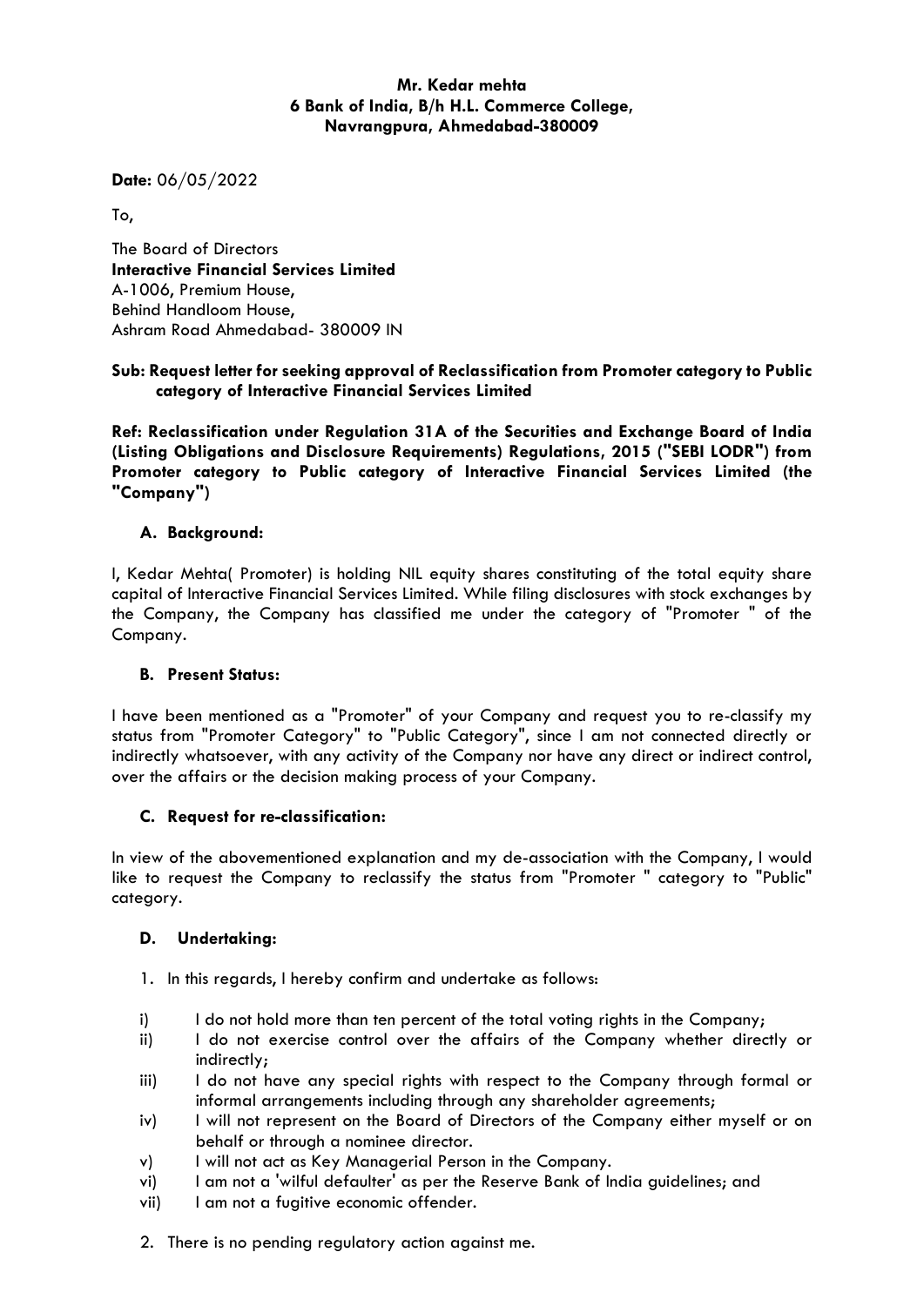**Mr. Kedar mehta**
**6 Bank of India, B/h H.L. Commerce College,**
**Navrangpura, Ahmedabad-380009**

**Date:** 06/05/2022

To,

The Board of Directors
**Interactive Financial Services Limited**
A-1006, Premium House,
Behind Handloom House,
Ashram Road Ahmedabad- 380009 IN

**Sub: Request letter for seeking approval of Reclassification from Promoter category to Public category of Interactive Financial Services Limited**

**Ref: Reclassification under Regulation 31A of the Securities and Exchange Board of India (Listing Obligations and Disclosure Requirements) Regulations, 2015 ("SEBI LODR") from Promoter category to Public category of Interactive Financial Services Limited (the "Company")**

**A. Background:**

I, Kedar Mehta( Promoter) is holding NIL equity shares constituting of the total equity share capital of Interactive Financial Services Limited. While filing disclosures with stock exchanges by the Company, the Company has classified me under the category of "Promoter " of the Company.

**B. Present Status:**

I have been mentioned as a "Promoter" of your Company and request you to re-classify my status from "Promoter Category" to "Public Category", since I am not connected directly or indirectly whatsoever, with any activity of the Company nor have any direct or indirect control, over the affairs or the decision making process of your Company.

**C. Request for re-classification:**

In view of the abovementioned explanation and my de-association with the Company, I would like to request the Company to reclassify the status from "Promoter " category to "Public" category.

**D. Undertaking:**

1. In this regards, I hereby confirm and undertake as follows:

i) I do not hold more than ten percent of the total voting rights in the Company;

ii) I do not exercise control over the affairs of the Company whether directly or indirectly;

iii) I do not have any special rights with respect to the Company through formal or informal arrangements including through any shareholder agreements;

iv) I will not represent on the Board of Directors of the Company either myself or on behalf or through a nominee director.

v) I will not act as Key Managerial Person in the Company.

vi) I am not a 'wilful defaulter' as per the Reserve Bank of India guidelines; and

vii) I am not a fugitive economic offender.

2. There is no pending regulatory action against me.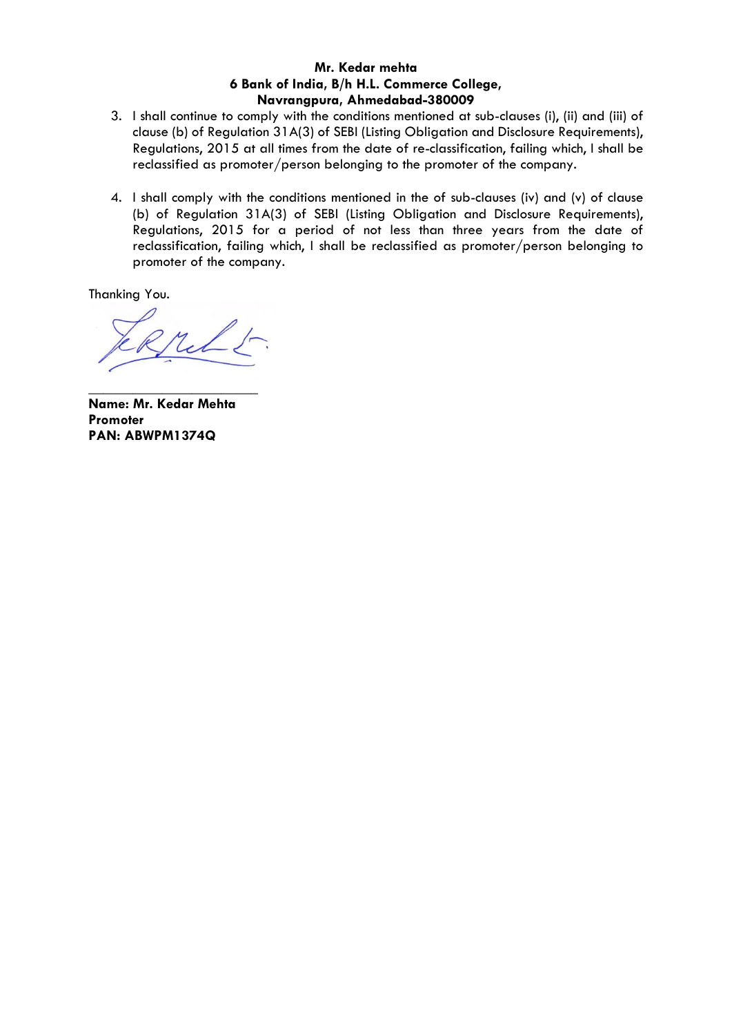**Mr. Kedar mehta**
**6 Bank of India, B/h H.L. Commerce College,**
**Navrangpura, Ahmedabad-380009**

3. I shall continue to comply with the conditions mentioned at sub-clauses (i), (ii) and (iii) of clause (b) of Regulation 31A(3) of SEBI (Listing Obligation and Disclosure Requirements), Regulations, 2015 at all times from the date of re-classification, failing which, I shall be reclassified as promoter/person belonging to the promoter of the company.

4. I shall comply with the conditions mentioned in the of sub-clauses (iv) and (v) of clause (b) of Regulation 31A(3) of SEBI (Listing Obligation and Disclosure Requirements), Regulations, 2015 for a period of not less than three years from the date of reclassification, failing which, I shall be reclassified as promoter/person belonging to promoter of the company.

Thanking You.

\_\_\_\_\_\_\_\_\_\_\_\_\_\_\_\_\_\_\_\_\_\_\_\_

**Name: Mr. Kedar Mehta**
**Promoter**
**PAN: ABWPM1374Q**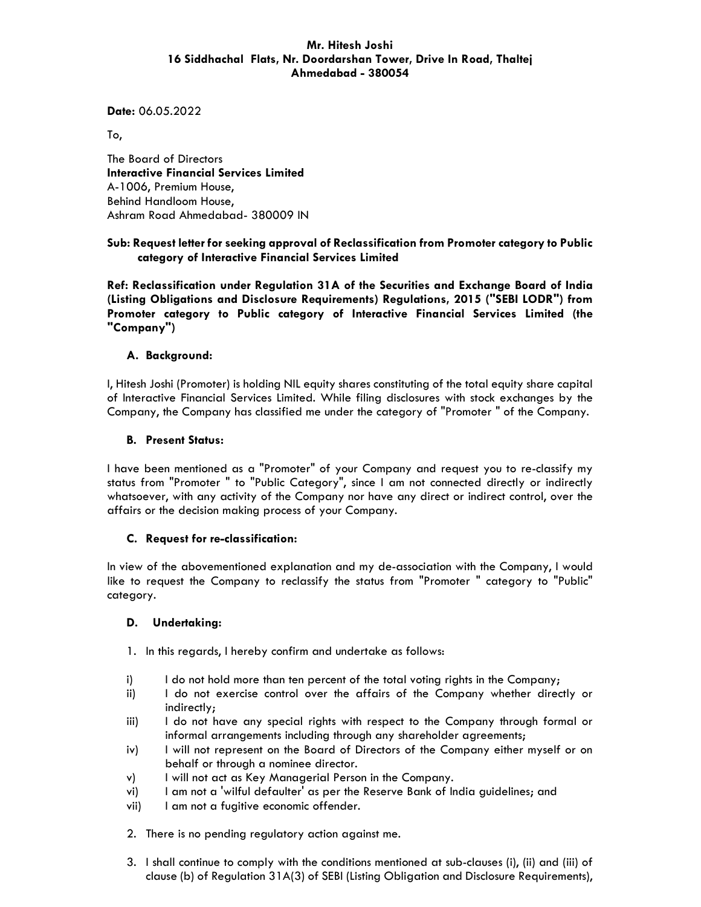**Mr. Hitesh Joshi**
**16 Siddhachal Flats, Nr. Doordarshan Tower, Drive In Road, Thaltej**
**Ahmedabad - 380054**

**Date:** 06.05.2022

To,

The Board of Directors
**Interactive Financial Services Limited**
A-1006, Premium House,
Behind Handloom House,
Ashram Road Ahmedabad- 380009 IN

**Sub: Request letter for seeking approval of Reclassification from Promoter category to Public category of Interactive Financial Services Limited**

**Ref: Reclassification under Regulation 31A of the Securities and Exchange Board of India (Listing Obligations and Disclosure Requirements) Regulations, 2015 ("SEBI LODR") from Promoter category to Public category of Interactive Financial Services Limited (the "Company")**

**A. Background:**

I, Hitesh Joshi (Promoter) is holding NIL equity shares constituting of the total equity share capital of Interactive Financial Services Limited. While filing disclosures with stock exchanges by the Company, the Company has classified me under the category of "Promoter " of the Company.

**B. Present Status:**

I have been mentioned as a "Promoter" of your Company and request you to re-classify my status from "Promoter " to "Public Category", since I am not connected directly or indirectly whatsoever, with any activity of the Company nor have any direct or indirect control, over the affairs or the decision making process of your Company.

**C. Request for re-classification:**

In view of the abovementioned explanation and my de-association with the Company, I would like to request the Company to reclassify the status from "Promoter " category to "Public" category.

**D. Undertaking:**

1. In this regards, I hereby confirm and undertake as follows:

i) I do not hold more than ten percent of the total voting rights in the Company;
ii) I do not exercise control over the affairs of the Company whether directly or indirectly;
iii) I do not have any special rights with respect to the Company through formal or informal arrangements including through any shareholder agreements;
iv) I will not represent on the Board of Directors of the Company either myself or on behalf or through a nominee director.
v) I will not act as Key Managerial Person in the Company.
vi) I am not a 'wilful defaulter' as per the Reserve Bank of India guidelines; and
vii) I am not a fugitive economic offender.

2. There is no pending regulatory action against me.

3. I shall continue to comply with the conditions mentioned at sub-clauses (i), (ii) and (iii) of clause (b) of Regulation 31A(3) of SEBI (Listing Obligation and Disclosure Requirements),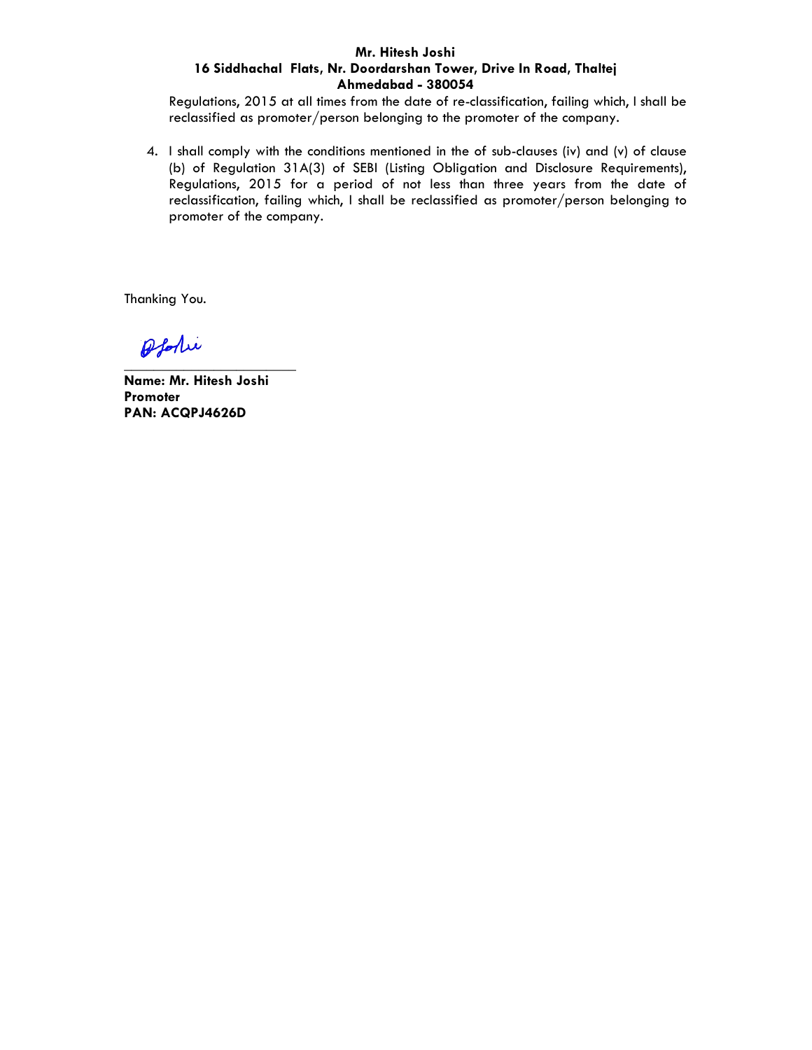**Mr. Hitesh Joshi**
**16 Siddhachal Flats, Nr. Doordarshan Tower, Drive In Road, Thaltej**
**Ahmedabad - 380054**

Regulations, 2015 at all times from the date of re-classification, failing which, I shall be reclassified as promoter/person belonging to the promoter of the company.

4. I shall comply with the conditions mentioned in the of sub-clauses (iv) and (v) of clause (b) of Regulation 31A(3) of SEBI (Listing Obligation and Disclosure Requirements), Regulations, 2015 for a period of not less than three years from the date of reclassification, failing which, I shall be reclassified as promoter/person belonging to promoter of the company.

Thanking You.

\_\_\_\_\_\_\_\_\_\_\_\_\_\_\_\_\_\_\_\_\_\_\_\_

**Name: Mr. Hitesh Joshi**
**Promoter**
**PAN: ACQPJ4626D**